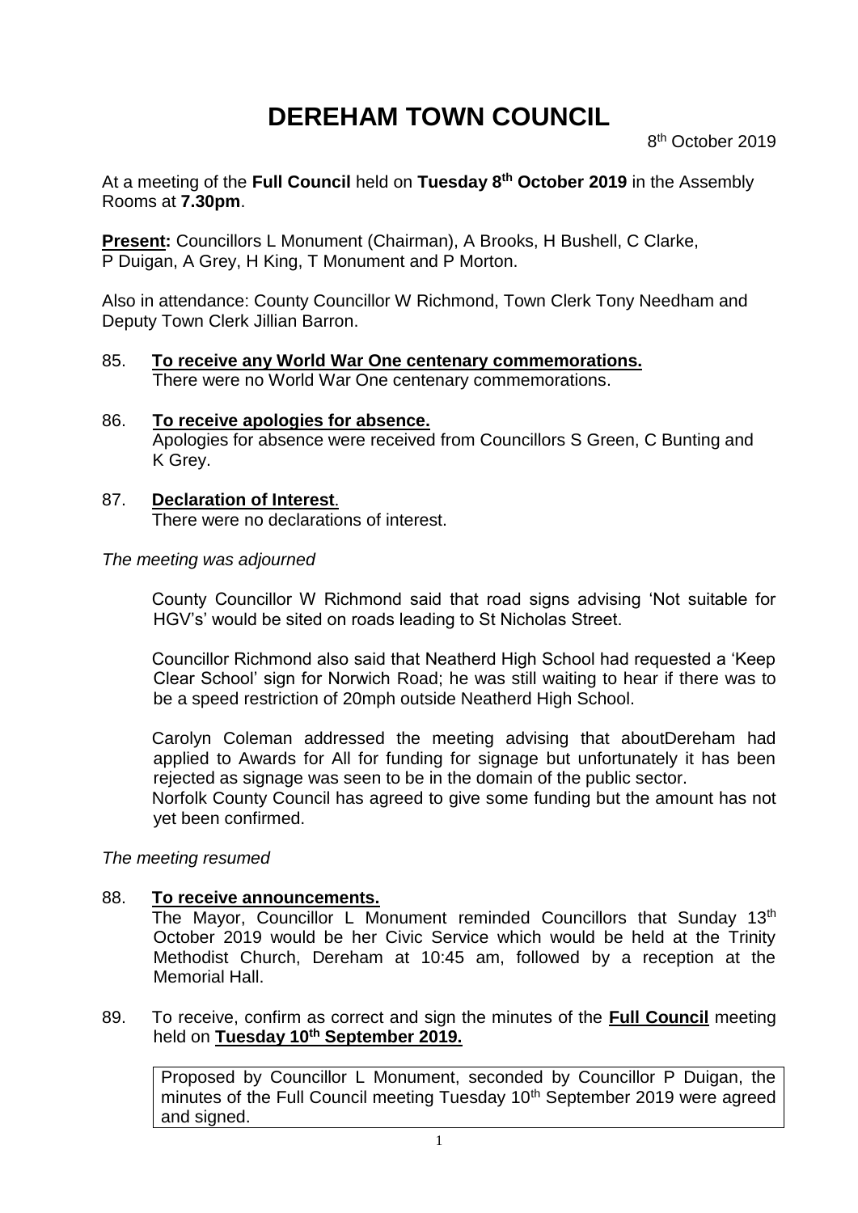# DEREHAM TOWN COUNCIL

8th October 2019

At a meeting of the **Full Council** held on **Tuesday 8th October 2019** in the Assembly Rooms at **7.30pm**.

**Present:** Councillors L Monument (Chairman), A Brooks, H Bushell, C Clarke, P Duigan, A Grey, H King, T Monument and P Morton.

Also in attendance: County Councillor W Richmond, Town Clerk Tony Needham and Deputy Town Clerk Jillian Barron.

85. **To receive any World War One centenary commemorations.**
    There were no World War One centenary commemorations.

86. **To receive apologies for absence.**
    Apologies for absence were received from Councillors S Green, C Bunting and K Grey.

87. **Declaration of Interest**.
    There were no declarations of interest.

*The meeting was adjourned*

County Councillor W Richmond said that road signs advising 'Not suitable for HGV's' would be sited on roads leading to St Nicholas Street.

Councillor Richmond also said that Neatherd High School had requested a 'Keep Clear School' sign for Norwich Road; he was still waiting to hear if there was to be a speed restriction of 20mph outside Neatherd High School.

Carolyn Coleman addressed the meeting advising that aboutDereham had applied to Awards for All for funding for signage but unfortunately it has been rejected as signage was seen to be in the domain of the public sector.
Norfolk County Council has agreed to give some funding but the amount has not yet been confirmed.

*The meeting resumed*

88. **To receive announcements.**
    The Mayor, Councillor L Monument reminded Councillors that Sunday 13th October 2019 would be her Civic Service which would be held at the Trinity Methodist Church, Dereham at 10:45 am, followed by a reception at the Memorial Hall.

89. To receive, confirm as correct and sign the minutes of the **Full Council** meeting held on **Tuesday 10th September 2019.**

    Proposed by Councillor L Monument, seconded by Councillor P Duigan, the minutes of the Full Council meeting Tuesday 10th September 2019 were agreed and signed.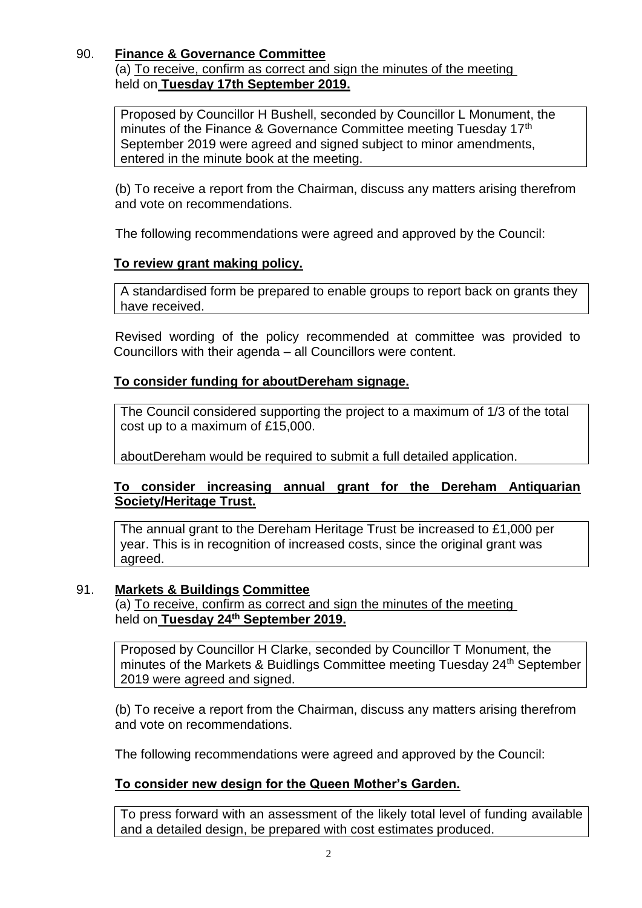90. **Finance & Governance Committee**

(a) To receive, confirm as correct and sign the minutes of the meeting held on **Tuesday 17th September 2019.**

> Proposed by Councillor H Bushell, seconded by Councillor L Monument, the minutes of the Finance & Governance Committee meeting Tuesday 17th September 2019 were agreed and signed subject to minor amendments, entered in the minute book at the meeting.

(b) To receive a report from the Chairman, discuss any matters arising therefrom and vote on recommendations.

The following recommendations were agreed and approved by the Council:

**To review grant making policy.**

> A standardised form be prepared to enable groups to report back on grants they have received.

Revised wording of the policy recommended at committee was provided to Councillors with their agenda – all Councillors were content.

**To consider funding for aboutDereham signage.**

> The Council considered supporting the project to a maximum of 1/3 of the total cost up to a maximum of £15,000.
>
> aboutDereham would be required to submit a full detailed application.

**To consider increasing annual grant for the Dereham Antiquarian Society/Heritage Trust.**

> The annual grant to the Dereham Heritage Trust be increased to £1,000 per year. This is in recognition of increased costs, since the original grant was agreed.

91. **Markets & Buildings Committee**

(a) To receive, confirm as correct and sign the minutes of the meeting held on **Tuesday 24th September 2019.**

> Proposed by Councillor H Clarke, seconded by Councillor T Monument, the minutes of the Markets & Buidlings Committee meeting Tuesday 24th September 2019 were agreed and signed.

(b) To receive a report from the Chairman, discuss any matters arising therefrom and vote on recommendations.

The following recommendations were agreed and approved by the Council:

**To consider new design for the Queen Mother's Garden.**

> To press forward with an assessment of the likely total level of funding available and a detailed design, be prepared with cost estimates produced.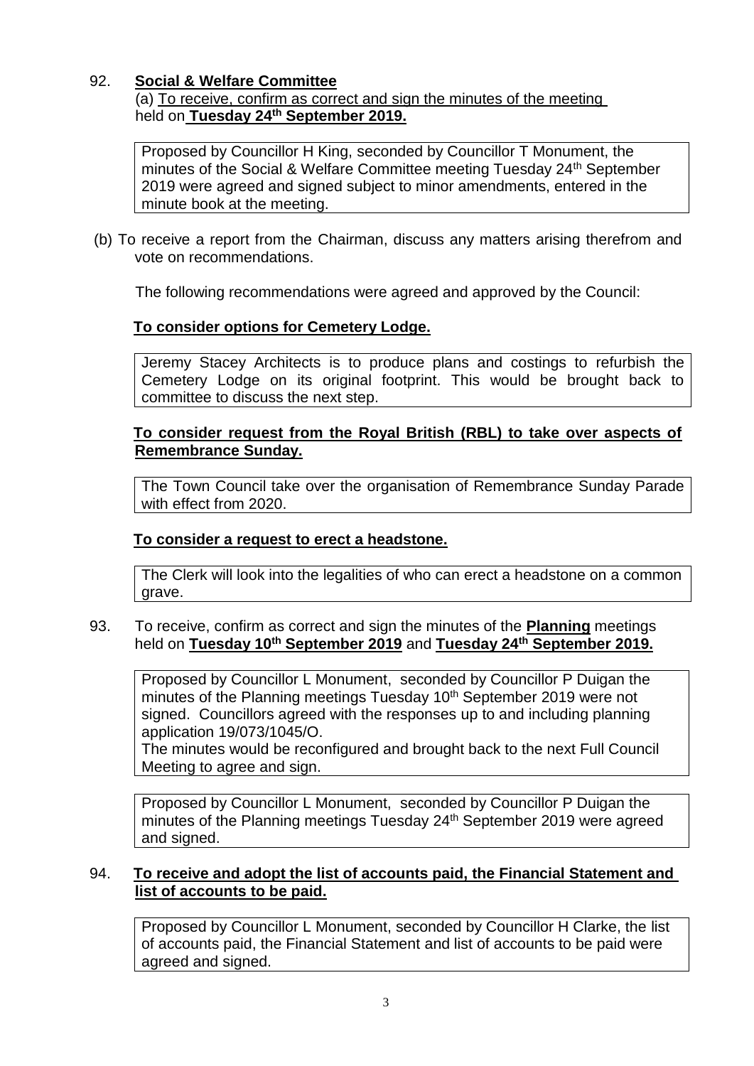92. **Social & Welfare Committee**

(a) To receive, confirm as correct and sign the minutes of the meeting held on **Tuesday 24th September 2019.**

> Proposed by Councillor H King, seconded by Councillor T Monument, the minutes of the Social & Welfare Committee meeting Tuesday 24th September 2019 were agreed and signed subject to minor amendments, entered in the minute book at the meeting.

(b) To receive a report from the Chairman, discuss any matters arising therefrom and vote on recommendations.

The following recommendations were agreed and approved by the Council:

**To consider options for Cemetery Lodge.**

> Jeremy Stacey Architects is to produce plans and costings to refurbish the Cemetery Lodge on its original footprint. This would be brought back to committee to discuss the next step.

**To consider request from the Royal British (RBL) to take over aspects of Remembrance Sunday.**

> The Town Council take over the organisation of Remembrance Sunday Parade with effect from 2020.

**To consider a request to erect a headstone.**

> The Clerk will look into the legalities of who can erect a headstone on a common grave.

93. To receive, confirm as correct and sign the minutes of the **Planning** meetings held on **Tuesday 10th September 2019** and **Tuesday 24th September 2019.**

> Proposed by Councillor L Monument, seconded by Councillor P Duigan the minutes of the Planning meetings Tuesday 10th September 2019 were not signed. Councillors agreed with the responses up to and including planning application 19/073/1045/O.
> The minutes would be reconfigured and brought back to the next Full Council Meeting to agree and sign.

> Proposed by Councillor L Monument, seconded by Councillor P Duigan the minutes of the Planning meetings Tuesday 24th September 2019 were agreed and signed.

94. **To receive and adopt the list of accounts paid, the Financial Statement and list of accounts to be paid.**

> Proposed by Councillor L Monument, seconded by Councillor H Clarke, the list of accounts paid, the Financial Statement and list of accounts to be paid were agreed and signed.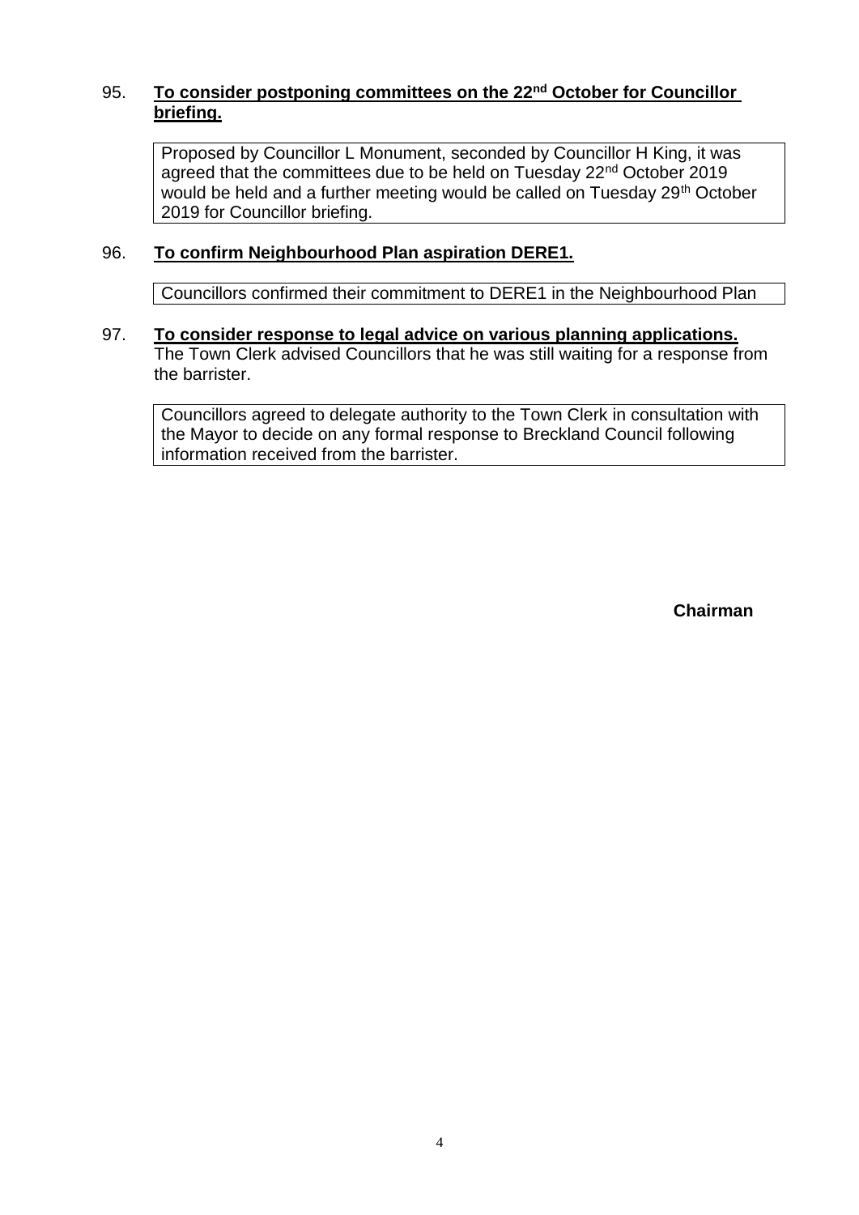95. **To consider postponing committees on the 22nd October for Councillor briefing.**

Proposed by Councillor L Monument, seconded by Councillor H King, it was agreed that the committees due to be held on Tuesday 22nd October 2019 would be held and a further meeting would be called on Tuesday 29th October 2019 for Councillor briefing.

96. **To confirm Neighbourhood Plan aspiration DERE1.**

Councillors confirmed their commitment to DERE1 in the Neighbourhood Plan

97. **To consider response to legal advice on various planning applications.**

The Town Clerk advised Councillors that he was still waiting for a response from the barrister.

Councillors agreed to delegate authority to the Town Clerk in consultation with the Mayor to decide on any formal response to Breckland Council following information received from the barrister.

**Chairman**